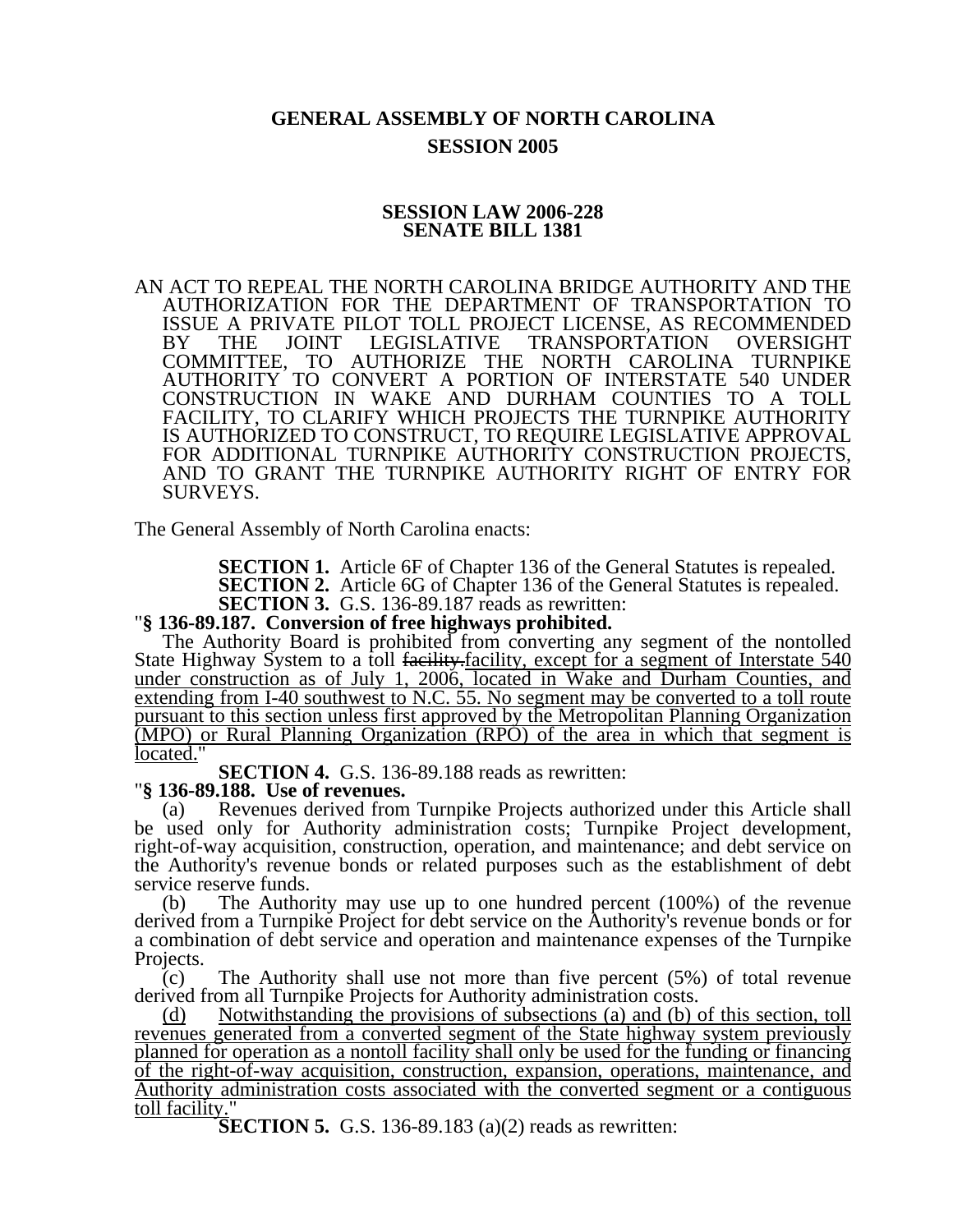# GENERAL ASSEMBLY OF NORTH CAROLINA
## SESSION 2005

### SESSION LAW 2006-228
### SENATE BILL 1381

AN ACT TO REPEAL THE NORTH CAROLINA BRIDGE AUTHORITY AND THE AUTHORIZATION FOR THE DEPARTMENT OF TRANSPORTATION TO ISSUE A PRIVATE PILOT TOLL PROJECT LICENSE, AS RECOMMENDED BY THE JOINT LEGISLATIVE TRANSPORTATION OVERSIGHT COMMITTEE, TO AUTHORIZE THE NORTH CAROLINA TURNPIKE AUTHORITY TO CONVERT A PORTION OF INTERSTATE 540 UNDER CONSTRUCTION IN WAKE AND DURHAM COUNTIES TO A TOLL FACILITY, TO CLARIFY WHICH PROJECTS THE TURNPIKE AUTHORITY IS AUTHORIZED TO CONSTRUCT, TO REQUIRE LEGISLATIVE APPROVAL FOR ADDITIONAL TURNPIKE AUTHORITY CONSTRUCTION PROJECTS, AND TO GRANT THE TURNPIKE AUTHORITY RIGHT OF ENTRY FOR SURVEYS.

The General Assembly of North Carolina enacts:

**SECTION 1.** Article 6F of Chapter 136 of the General Statutes is repealed.

**SECTION 2.** Article 6G of Chapter 136 of the General Statutes is repealed.

**SECTION 3.** G.S. 136-89.187 reads as rewritten:

"**§ 136-89.187. Conversion of free highways prohibited.**

The Authority Board is prohibited from converting any segment of the nontolled State Highway System to a toll ~~facility.~~<u>facility, except for a segment of Interstate 540 under construction as of July 1, 2006, located in Wake and Durham Counties, and extending from I-40 southwest to N.C. 55. No segment may be converted to a toll route pursuant to this section unless first approved by the Metropolitan Planning Organization (MPO) or Rural Planning Organization (RPO) of the area in which that segment is located.</u>"

**SECTION 4.** G.S. 136-89.188 reads as rewritten:

"**§ 136-89.188. Use of revenues.**

(a) Revenues derived from Turnpike Projects authorized under this Article shall be used only for Authority administration costs; Turnpike Project development, right-of-way acquisition, construction, operation, and maintenance; and debt service on the Authority's revenue bonds or related purposes such as the establishment of debt service reserve funds.

(b) The Authority may use up to one hundred percent (100%) of the revenue derived from a Turnpike Project for debt service on the Authority's revenue bonds or for a combination of debt service and operation and maintenance expenses of the Turnpike Projects.

(c) The Authority shall use not more than five percent (5%) of total revenue derived from all Turnpike Projects for Authority administration costs.

<u>(d) Notwithstanding the provisions of subsections (a) and (b) of this section, toll revenues generated from a converted segment of the State highway system previously planned for operation as a nontoll facility shall only be used for the funding or financing of the right-of-way acquisition, construction, expansion, operations, maintenance, and Authority administration costs associated with the converted segment or a contiguous toll facility.</u>"

**SECTION 5.** G.S. 136-89.183 (a)(2) reads as rewritten: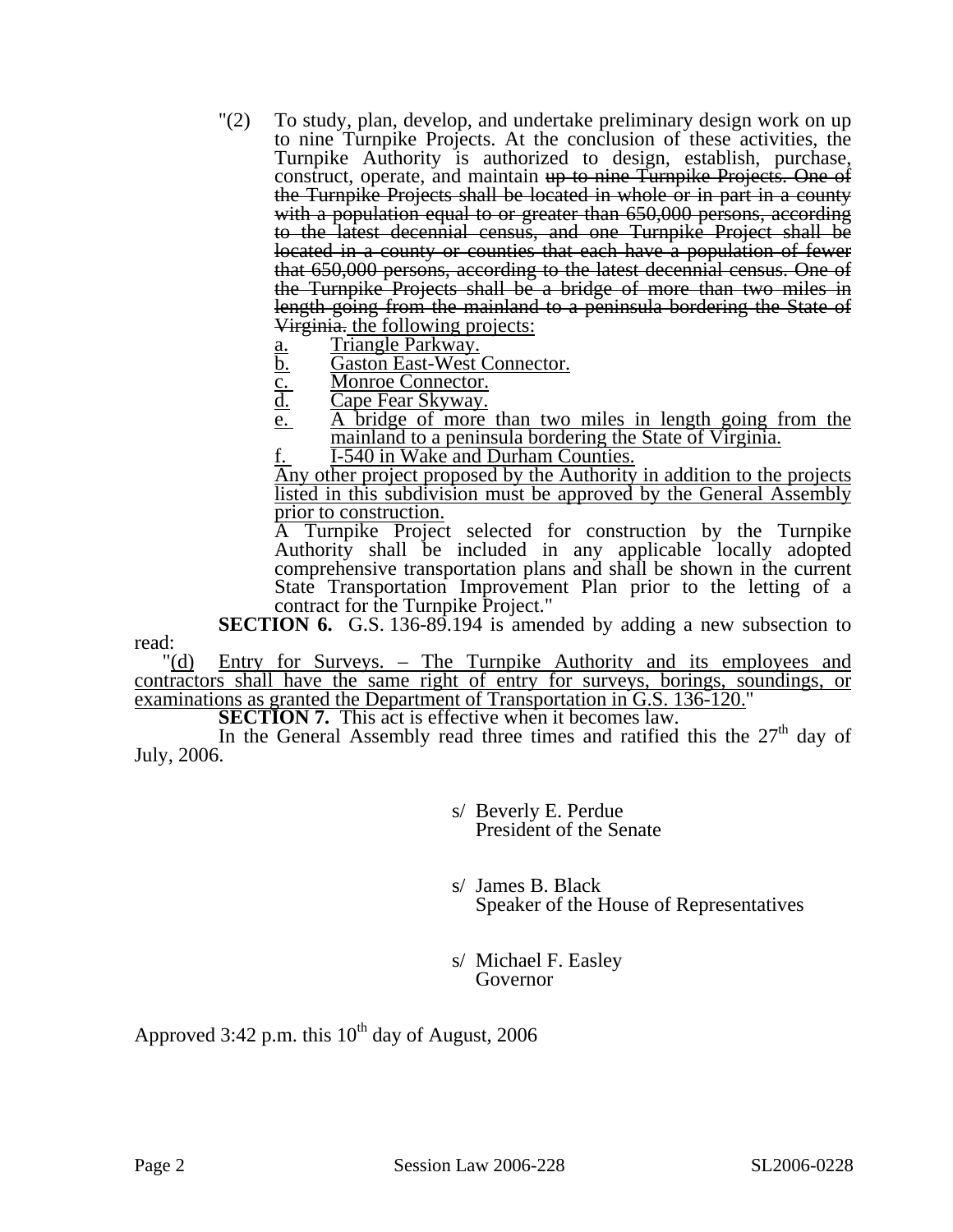"(2) To study, plan, develop, and undertake preliminary design work on up to nine Turnpike Projects. At the conclusion of these activities, the Turnpike Authority is authorized to design, establish, purchase, construct, operate, and maintain ~~up to nine Turnpike Projects. One of the Turnpike Projects shall be located in whole or in part in a county with a population equal to or greater than 650,000 persons, according to the latest decennial census, and one Turnpike Project shall be located in a county or counties that each have a population of fewer that 650,000 persons, according to the latest decennial census. One of the Turnpike Projects shall be a bridge of more than two miles in length going from the mainland to a peninsula bordering the State of Virginia.~~ <u>the following projects:</u>

<u>a. Triangle Parkway.</u>
<u>b. Gaston East-West Connector.</u>
<u>c. Monroe Connector.</u>
<u>d. Cape Fear Skyway.</u>
<u>e. A bridge of more than two miles in length going from the mainland to a peninsula bordering the State of Virginia.</u>
<u>f. I-540 in Wake and Durham Counties.</u>

<u>Any other project proposed by the Authority in addition to the projects listed in this subdivision must be approved by the General Assembly prior to construction.</u>

A Turnpike Project selected for construction by the Turnpike Authority shall be included in any applicable locally adopted comprehensive transportation plans and shall be shown in the current State Transportation Improvement Plan prior to the letting of a contract for the Turnpike Project."

**SECTION 6.** G.S. 136-89.194 is amended by adding a new subsection to read:

"<u>(d) Entry for Surveys. – The Turnpike Authority and its employees and contractors shall have the same right of entry for surveys, borings, soundings, or examinations as granted the Department of Transportation in G.S. 136-120.</u>"

**SECTION 7.** This act is effective when it becomes law.

In the General Assembly read three times and ratified this the 27th day of July, 2006.

s/ Beverly E. Perdue
President of the Senate

s/ James B. Black
Speaker of the House of Representatives

s/ Michael F. Easley
Governor

Approved 3:42 p.m. this 10th day of August, 2006